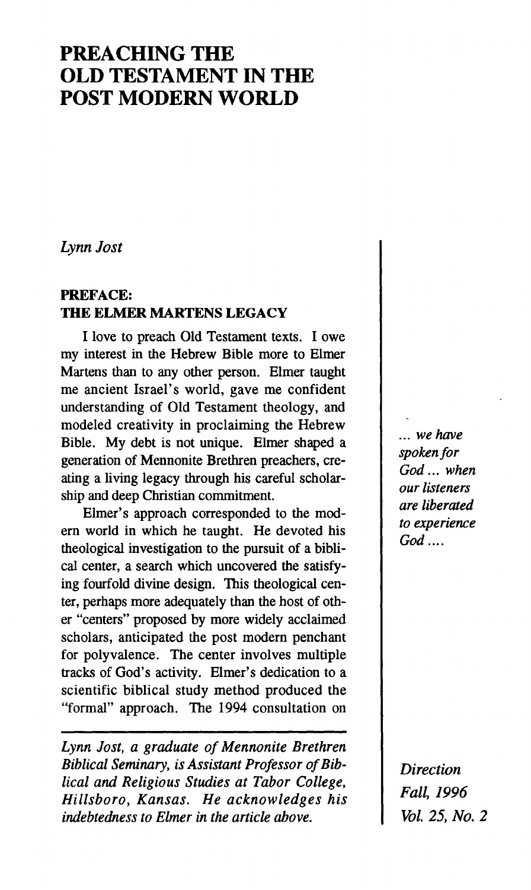# PREACHING THE OLD TESTAMENT IN THE POST MODERN WORLD

*Lynn Jost*

## PREFACE: THE ELMER MARTENS LEGACY

I love to preach Old Testament texts. I owe my interest in the Hebrew Bible more to Elmer Martens than to any other person. Elmer taught me ancient Israel's world, gave me confident understanding of Old Testament theology, and modeled creativity in proclaiming the Hebrew Bible. My debt is not unique. Elmer shaped a generation of Mennonite Brethren preachers, creating a living legacy through his careful scholarship and deep Christian commitment.

Elmer's approach corresponded to the modern world in which he taught. He devoted his theological investigation to the pursuit of a biblical center, a search which uncovered the satisfying fourfold divine design. This theological center, perhaps more adequately than the host of other "centers" proposed by more widely acclaimed scholars, anticipated the post modern penchant for polyvalence. The center involves multiple tracks of God's activity. Elmer's dedication to a scientific biblical study method produced the "formal" approach. The 1994 consultation on

*... we have spoken for God ... when our listeners are liberated to experience God ....*

---

*Lynn Jost, a graduate of Mennonite Brethren Biblical Seminary, is Assistant Professor of Biblical and Religious Studies at Tabor College, Hillsboro, Kansas. He acknowledges his indebtedness to Elmer in the article above.*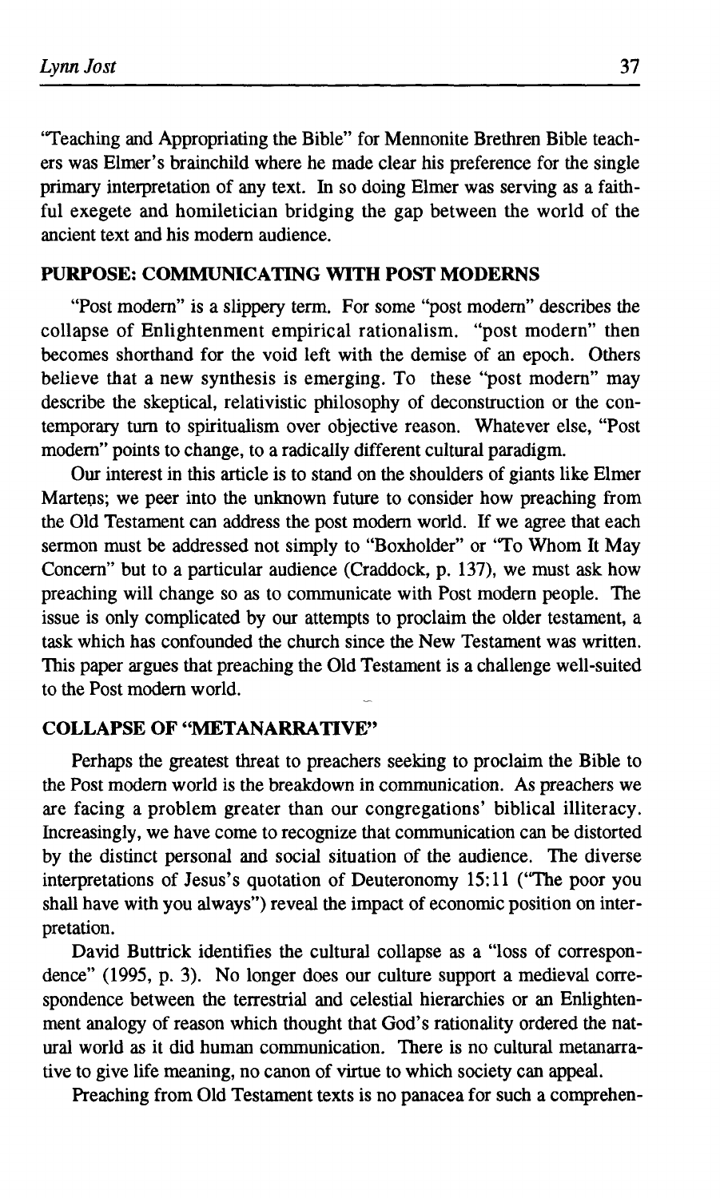"Teaching and Appropriating the Bible" for Mennonite Brethren Bible teachers was Elmer's brainchild where he made clear his preference for the single primary interpretation of any text. In so doing Elmer was serving as a faithful exegete and homiletician bridging the gap between the world of the ancient text and his modern audience.

## PURPOSE: COMMUNICATING WITH POST MODERNS

"Post modern" is a slippery term. For some "post modern" describes the collapse of Enlightenment empirical rationalism. "post modern" then becomes shorthand for the void left with the demise of an epoch. Others believe that a new synthesis is emerging. To these "post modern" may describe the skeptical, relativistic philosophy of deconstruction or the contemporary turn to spiritualism over objective reason. Whatever else, "Post modern" points to change, to a radically different cultural paradigm.

Our interest in this article is to stand on the shoulders of giants like Elmer Martens; we peer into the unknown future to consider how preaching from the Old Testament can address the post modern world. If we agree that each sermon must be addressed not simply to "Boxholder" or "To Whom It May Concern" but to a particular audience (Craddock, p. 137), we must ask how preaching will change so as to communicate with Post modern people. The issue is only complicated by our attempts to proclaim the older testament, a task which has confounded the church since the New Testament was written. This paper argues that preaching the Old Testament is a challenge well-suited to the Post modern world.

## COLLAPSE OF "METANARRATIVE"

Perhaps the greatest threat to preachers seeking to proclaim the Bible to the Post modern world is the breakdown in communication. As preachers we are facing a problem greater than our congregations' biblical illiteracy. Increasingly, we have come to recognize that communication can be distorted by the distinct personal and social situation of the audience. The diverse interpretations of Jesus's quotation of Deuteronomy 15:11 ("The poor you shall have with you always") reveal the impact of economic position on interpretation.

David Buttrick identifies the cultural collapse as a "loss of correspondence" (1995, p. 3). No longer does our culture support a medieval correspondence between the terrestrial and celestial hierarchies or an Enlightenment analogy of reason which thought that God's rationality ordered the natural world as it did human communication. There is no cultural metanarrative to give life meaning, no canon of virtue to which society can appeal.

Preaching from Old Testament texts is no panacea for such a comprehen-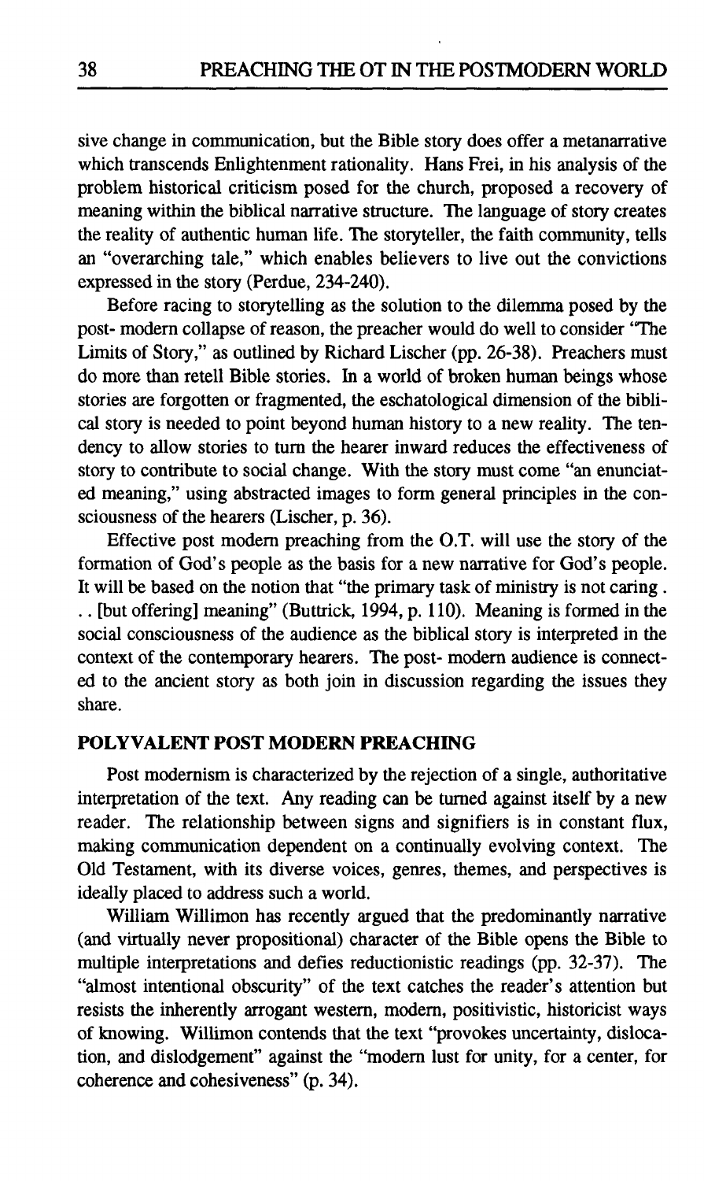sive change in communication, but the Bible story does offer a metanarrative which transcends Enlightenment rationality. Hans Frei, in his analysis of the problem historical criticism posed for the church, proposed a recovery of meaning within the biblical narrative structure. The language of story creates the reality of authentic human life. The storyteller, the faith community, tells an "overarching tale," which enables believers to live out the convictions expressed in the story (Perdue, 234-240).

Before racing to storytelling as the solution to the dilemma posed by the post- modern collapse of reason, the preacher would do well to consider "The Limits of Story," as outlined by Richard Lischer (pp. 26-38). Preachers must do more than retell Bible stories. In a world of broken human beings whose stories are forgotten or fragmented, the eschatological dimension of the biblical story is needed to point beyond human history to a new reality. The tendency to allow stories to turn the hearer inward reduces the effectiveness of story to contribute to social change. With the story must come "an enunciated meaning," using abstracted images to form general principles in the consciousness of the hearers (Lischer, p. 36).

Effective post modern preaching from the O.T. will use the story of the formation of God's people as the basis for a new narrative for God's people. It will be based on the notion that "the primary task of ministry is not caring . . . [but offering] meaning" (Buttrick, 1994, p. 110). Meaning is formed in the social consciousness of the audience as the biblical story is interpreted in the context of the contemporary hearers. The post- modern audience is connected to the ancient story as both join in discussion regarding the issues they share.

## POLYVALENT POST MODERN PREACHING

Post modernism is characterized by the rejection of a single, authoritative interpretation of the text. Any reading can be turned against itself by a new reader. The relationship between signs and signifiers is in constant flux, making communication dependent on a continually evolving context. The Old Testament, with its diverse voices, genres, themes, and perspectives is ideally placed to address such a world.

William Willimon has recently argued that the predominantly narrative (and virtually never propositional) character of the Bible opens the Bible to multiple interpretations and defies reductionistic readings (pp. 32-37). The "almost intentional obscurity" of the text catches the reader's attention but resists the inherently arrogant western, modern, positivistic, historicist ways of knowing. Willimon contends that the text "provokes uncertainty, dislocation, and dislodgement" against the "modern lust for unity, for a center, for coherence and cohesiveness" (p. 34).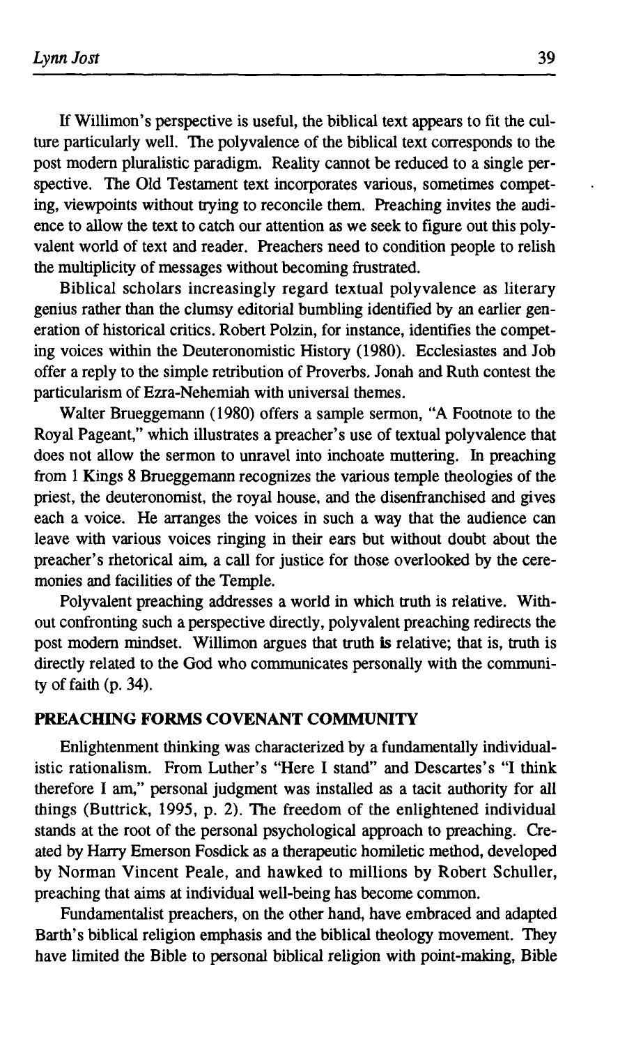If Willimon's perspective is useful, the biblical text appears to fit the culture particularly well. The polyvalence of the biblical text corresponds to the post modern pluralistic paradigm. Reality cannot be reduced to a single perspective. The Old Testament text incorporates various, sometimes competing, viewpoints without trying to reconcile them. Preaching invites the audience to allow the text to catch our attention as we seek to figure out this polyvalent world of text and reader. Preachers need to condition people to relish the multiplicity of messages without becoming frustrated.

Biblical scholars increasingly regard textual polyvalence as literary genius rather than the clumsy editorial bumbling identified by an earlier generation of historical critics. Robert Polzin, for instance, identifies the competing voices within the Deuteronomistic History (1980). Ecclesiastes and Job offer a reply to the simple retribution of Proverbs. Jonah and Ruth contest the particularism of Ezra-Nehemiah with universal themes.

Walter Brueggemann (1980) offers a sample sermon, "A Footnote to the Royal Pageant," which illustrates a preacher's use of textual polyvalence that does not allow the sermon to unravel into inchoate muttering. In preaching from 1 Kings 8 Brueggemann recognizes the various temple theologies of the priest, the deuteronomist, the royal house, and the disenfranchised and gives each a voice. He arranges the voices in such a way that the audience can leave with various voices ringing in their ears but without doubt about the preacher's rhetorical aim, a call for justice for those overlooked by the ceremonies and facilities of the Temple.

Polyvalent preaching addresses a world in which truth is relative. Without confronting such a perspective directly, polyvalent preaching redirects the post modern mindset. Willimon argues that truth **is** relative; that is, truth is directly related to the God who communicates personally with the community of faith (p. 34).

## PREACHING FORMS COVENANT COMMUNITY

Enlightenment thinking was characterized by a fundamentally individualistic rationalism. From Luther's "Here I stand" and Descartes's "I think therefore I am," personal judgment was installed as a tacit authority for all things (Buttrick, 1995, p. 2). The freedom of the enlightened individual stands at the root of the personal psychological approach to preaching. Created by Harry Emerson Fosdick as a therapeutic homiletic method, developed by Norman Vincent Peale, and hawked to millions by Robert Schuller, preaching that aims at individual well-being has become common.

Fundamentalist preachers, on the other hand, have embraced and adapted Barth's biblical religion emphasis and the biblical theology movement. They have limited the Bible to personal biblical religion with point-making, Bible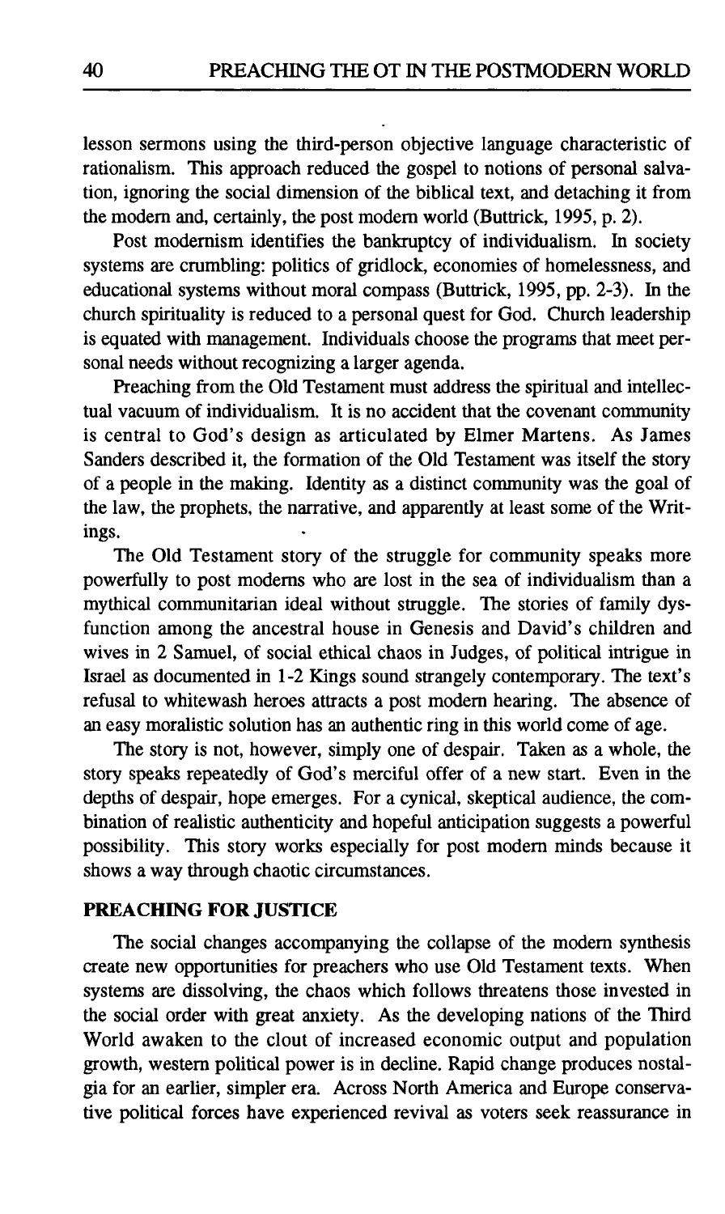lesson sermons using the third-person objective language characteristic of rationalism. This approach reduced the gospel to notions of personal salvation, ignoring the social dimension of the biblical text, and detaching it from the modern and, certainly, the post modern world (Buttrick, 1995, p. 2).

Post modernism identifies the bankruptcy of individualism. In society systems are crumbling: politics of gridlock, economies of homelessness, and educational systems without moral compass (Buttrick, 1995, pp. 2-3). In the church spirituality is reduced to a personal quest for God. Church leadership is equated with management. Individuals choose the programs that meet personal needs without recognizing a larger agenda.

Preaching from the Old Testament must address the spiritual and intellectual vacuum of individualism. It is no accident that the covenant community is central to God's design as articulated by Elmer Martens. As James Sanders described it, the formation of the Old Testament was itself the story of a people in the making. Identity as a distinct community was the goal of the law, the prophets, the narrative, and apparently at least some of the Writings.

The Old Testament story of the struggle for community speaks more powerfully to post moderns who are lost in the sea of individualism than a mythical communitarian ideal without struggle. The stories of family dysfunction among the ancestral house in Genesis and David's children and wives in 2 Samuel, of social ethical chaos in Judges, of political intrigue in Israel as documented in 1-2 Kings sound strangely contemporary. The text's refusal to whitewash heroes attracts a post modern hearing. The absence of an easy moralistic solution has an authentic ring in this world come of age.

The story is not, however, simply one of despair. Taken as a whole, the story speaks repeatedly of God's merciful offer of a new start. Even in the depths of despair, hope emerges. For a cynical, skeptical audience, the combination of realistic authenticity and hopeful anticipation suggests a powerful possibility. This story works especially for post modern minds because it shows a way through chaotic circumstances.

## PREACHING FOR JUSTICE

The social changes accompanying the collapse of the modern synthesis create new opportunities for preachers who use Old Testament texts. When systems are dissolving, the chaos which follows threatens those invested in the social order with great anxiety. As the developing nations of the Third World awaken to the clout of increased economic output and population growth, western political power is in decline. Rapid change produces nostalgia for an earlier, simpler era. Across North America and Europe conservative political forces have experienced revival as voters seek reassurance in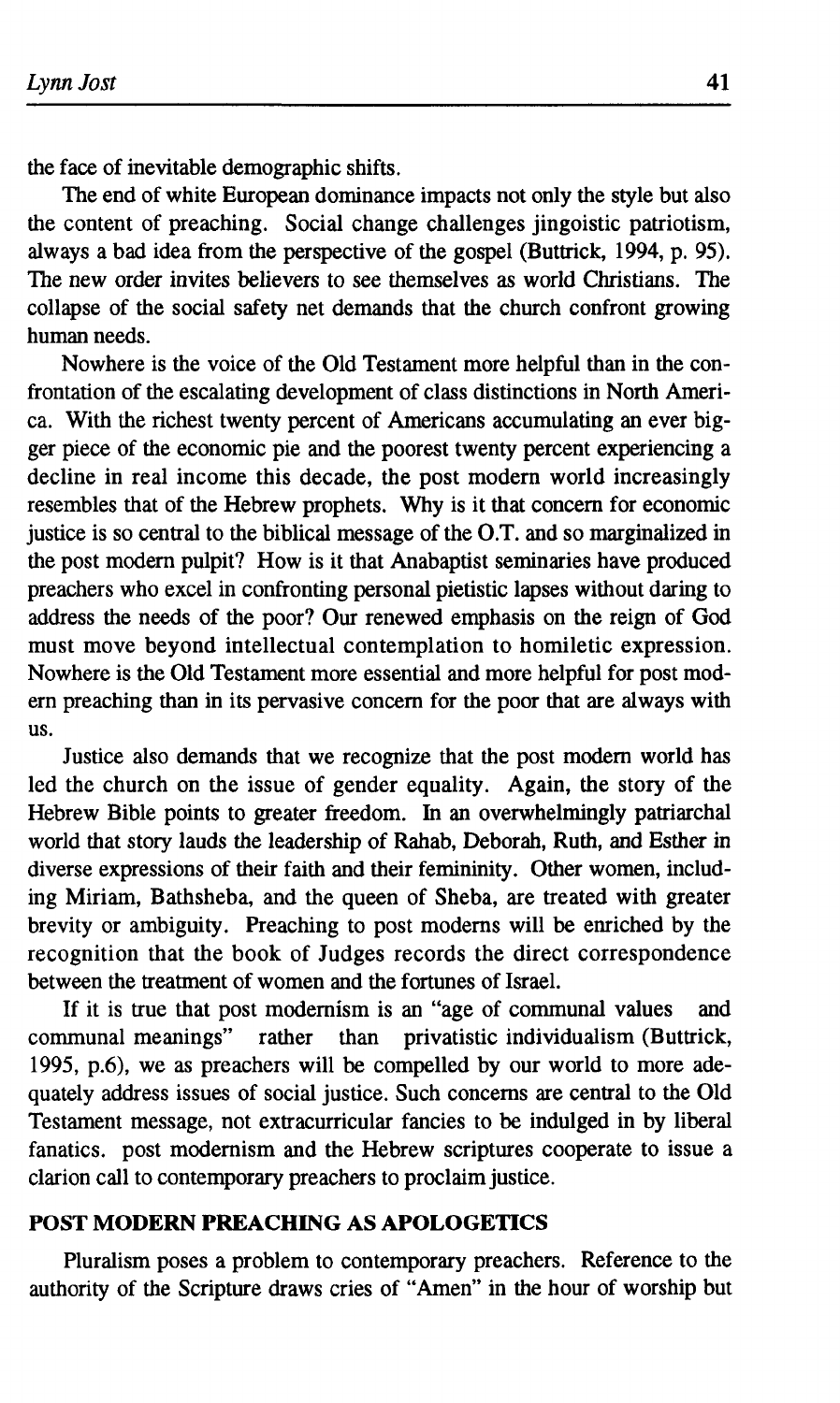the face of inevitable demographic shifts.

The end of white European dominance impacts not only the style but also the content of preaching. Social change challenges jingoistic patriotism, always a bad idea from the perspective of the gospel (Buttrick, 1994, p. 95). The new order invites believers to see themselves as world Christians. The collapse of the social safety net demands that the church confront growing human needs.

Nowhere is the voice of the Old Testament more helpful than in the confrontation of the escalating development of class distinctions in North America. With the richest twenty percent of Americans accumulating an ever bigger piece of the economic pie and the poorest twenty percent experiencing a decline in real income this decade, the post modern world increasingly resembles that of the Hebrew prophets. Why is it that concern for economic justice is so central to the biblical message of the O.T. and so marginalized in the post modern pulpit? How is it that Anabaptist seminaries have produced preachers who excel in confronting personal pietistic lapses without daring to address the needs of the poor? Our renewed emphasis on the reign of God must move beyond intellectual contemplation to homiletic expression. Nowhere is the Old Testament more essential and more helpful for post modern preaching than in its pervasive concern for the poor that are always with us.

Justice also demands that we recognize that the post modern world has led the church on the issue of gender equality. Again, the story of the Hebrew Bible points to greater freedom. In an overwhelmingly patriarchal world that story lauds the leadership of Rahab, Deborah, Ruth, and Esther in diverse expressions of their faith and their femininity. Other women, including Miriam, Bathsheba, and the queen of Sheba, are treated with greater brevity or ambiguity. Preaching to post moderns will be enriched by the recognition that the book of Judges records the direct correspondence between the treatment of women and the fortunes of Israel.

If it is true that post modernism is an "age of communal values and communal meanings" rather than privatistic individualism (Buttrick, 1995, p.6), we as preachers will be compelled by our world to more adequately address issues of social justice. Such concerns are central to the Old Testament message, not extracurricular fancies to be indulged in by liberal fanatics. post modernism and the Hebrew scriptures cooperate to issue a clarion call to contemporary preachers to proclaim justice.

## POST MODERN PREACHING AS APOLOGETICS

Pluralism poses a problem to contemporary preachers. Reference to the authority of the Scripture draws cries of "Amen" in the hour of worship but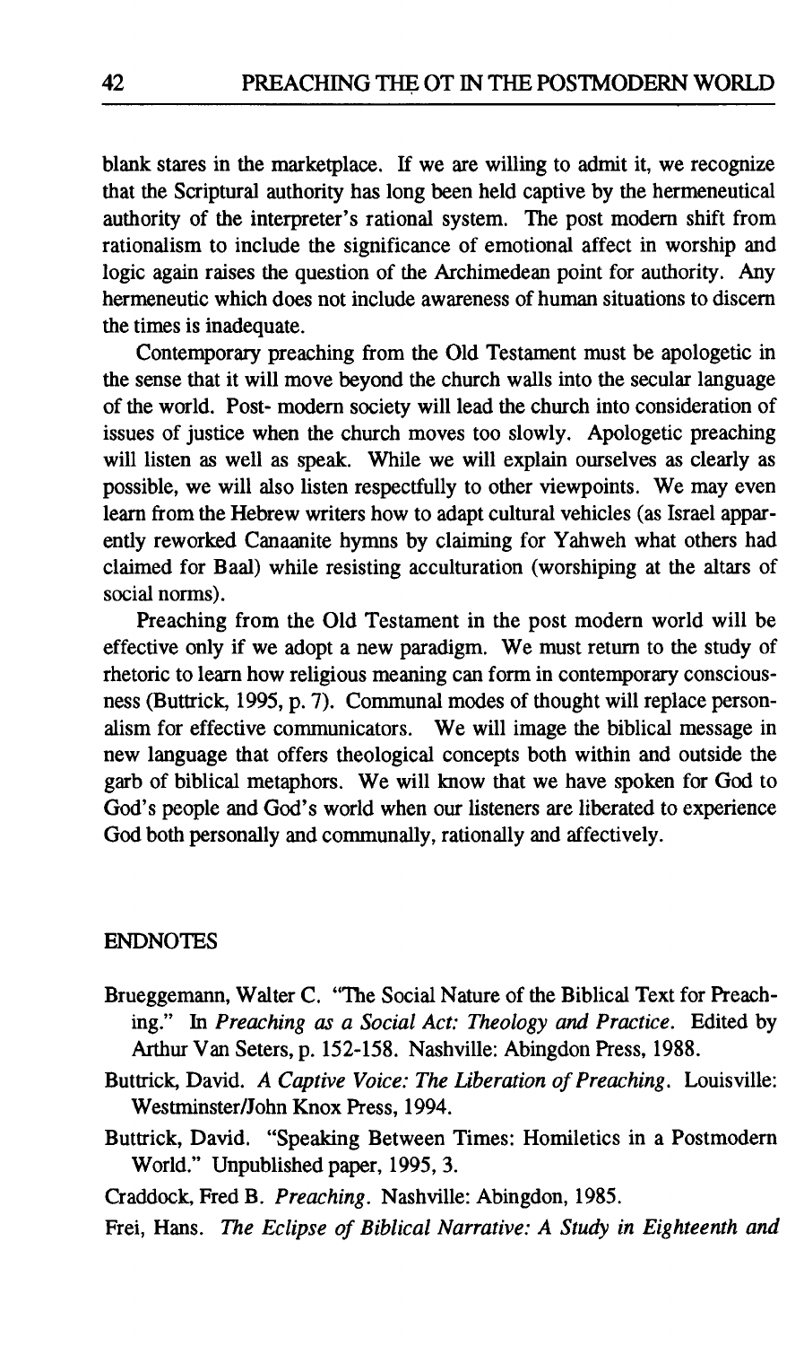blank stares in the marketplace. If we are willing to admit it, we recognize that the Scriptural authority has long been held captive by the hermeneutical authority of the interpreter's rational system. The post modern shift from rationalism to include the significance of emotional affect in worship and logic again raises the question of the Archimedean point for authority. Any hermeneutic which does not include awareness of human situations to discern the times is inadequate.

Contemporary preaching from the Old Testament must be apologetic in the sense that it will move beyond the church walls into the secular language of the world. Post- modern society will lead the church into consideration of issues of justice when the church moves too slowly. Apologetic preaching will listen as well as speak. While we will explain ourselves as clearly as possible, we will also listen respectfully to other viewpoints. We may even learn from the Hebrew writers how to adapt cultural vehicles (as Israel apparently reworked Canaanite hymns by claiming for Yahweh what others had claimed for Baal) while resisting acculturation (worshiping at the altars of social norms).

Preaching from the Old Testament in the post modern world will be effective only if we adopt a new paradigm. We must return to the study of rhetoric to learn how religious meaning can form in contemporary consciousness (Buttrick, 1995, p. 7). Communal modes of thought will replace personalism for effective communicators. We will image the biblical message in new language that offers theological concepts both within and outside the garb of biblical metaphors. We will know that we have spoken for God to God's people and God's world when our listeners are liberated to experience God both personally and communally, rationally and affectively.

## ENDNOTES

Brueggemann, Walter C. "The Social Nature of the Biblical Text for Preaching." In *Preaching as a Social Act: Theology and Practice*. Edited by Arthur Van Seters, p. 152-158. Nashville: Abingdon Press, 1988.

Buttrick, David. *A Captive Voice: The Liberation of Preaching*. Louisville: Westminster/John Knox Press, 1994.

Buttrick, David. "Speaking Between Times: Homiletics in a Postmodern World." Unpublished paper, 1995, 3.

Craddock, Fred B. *Preaching*. Nashville: Abingdon, 1985.

Frei, Hans. *The Eclipse of Biblical Narrative: A Study in Eighteenth and*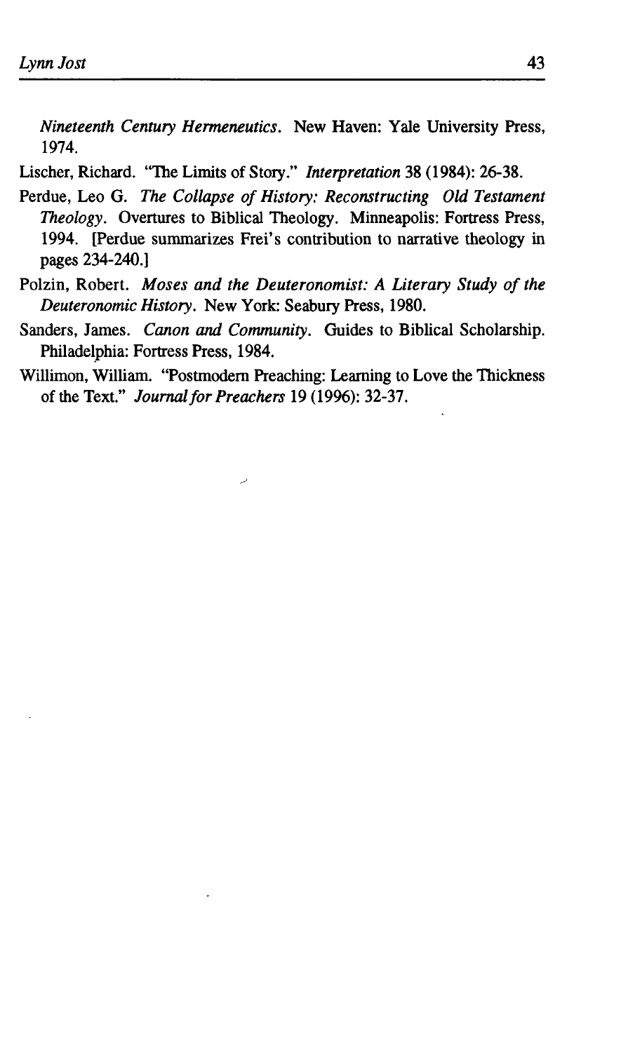*Nineteenth Century Hermeneutics*. New Haven: Yale University Press, 1974.

Lischer, Richard. "The Limits of Story." *Interpretation* 38 (1984): 26-38.

Perdue, Leo G. *The Collapse of History: Reconstructing Old Testament Theology*. Overtures to Biblical Theology. Minneapolis: Fortress Press, 1994. [Perdue summarizes Frei's contribution to narrative theology in pages 234-240.]

Polzin, Robert. *Moses and the Deuteronomist: A Literary Study of the Deuteronomic History*. New York: Seabury Press, 1980.

Sanders, James. *Canon and Community*. Guides to Biblical Scholarship. Philadelphia: Fortress Press, 1984.

Willimon, William. "Postmodern Preaching: Learning to Love the Thickness of the Text." *Journal for Preachers* 19 (1996): 32-37.